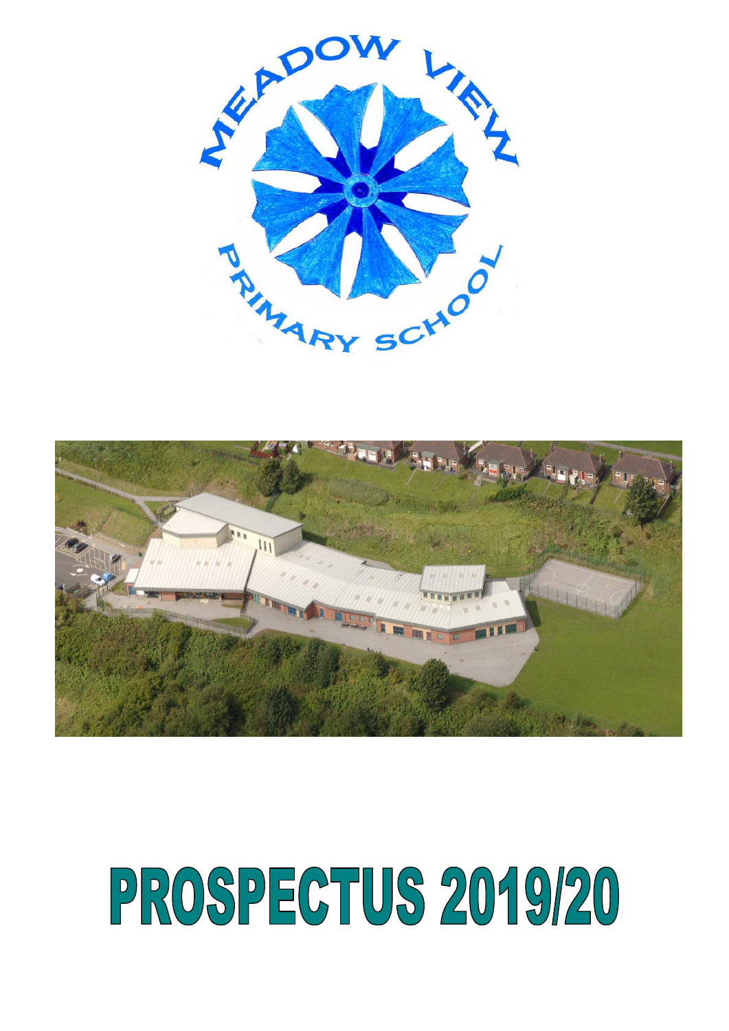MEADOW VIEW PRIMARY SCHOOL

# PROSPECTUS 2019/20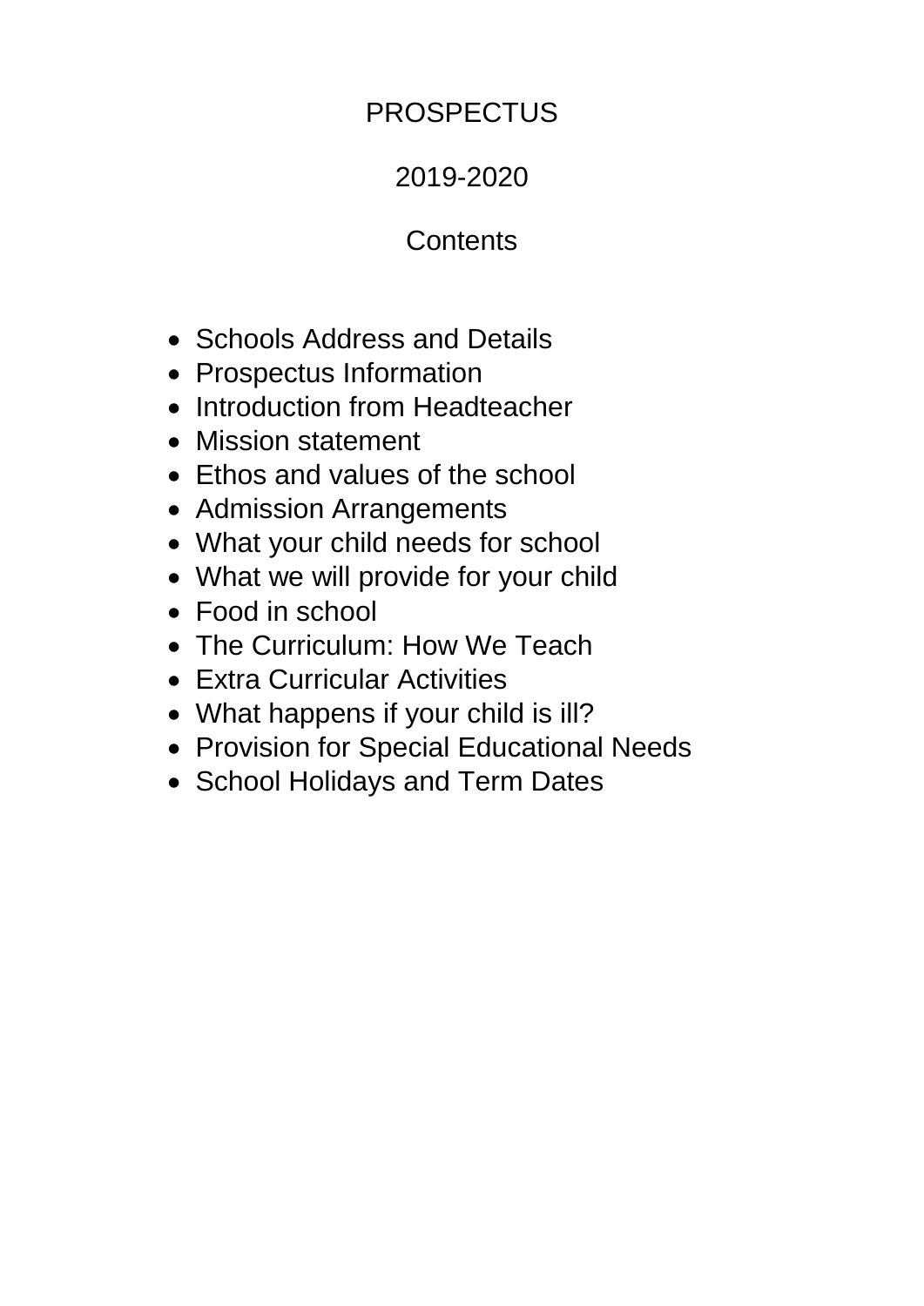# PROSPECTUS

## 2019-2020

## Contents

- Schools Address and Details
- Prospectus Information
- Introduction from Headteacher
- Mission statement
- Ethos and values of the school
- Admission Arrangements
- What your child needs for school
- What we will provide for your child
- Food in school
- The Curriculum: How We Teach
- Extra Curricular Activities
- What happens if your child is ill?
- Provision for Special Educational Needs
- School Holidays and Term Dates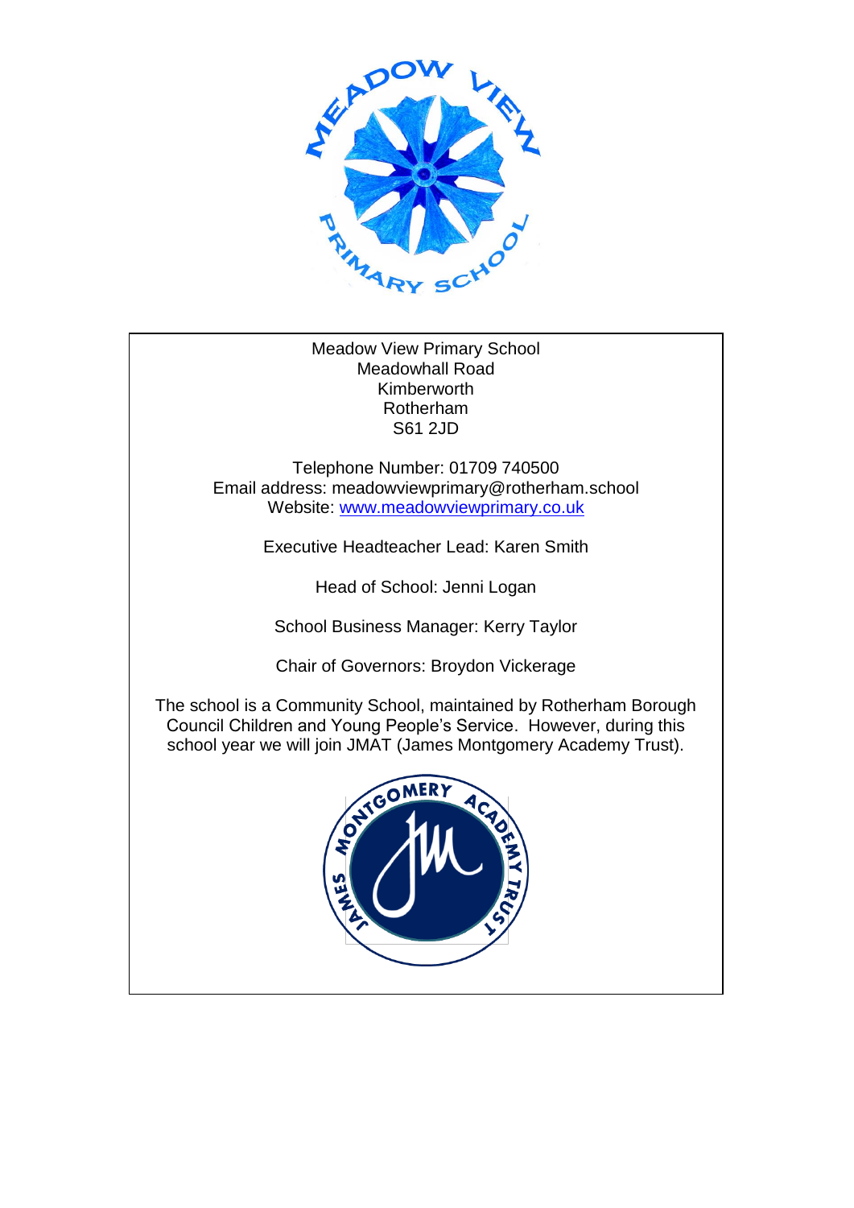Meadow View Primary School
Meadowhall Road
Kimberworth
Rotherham
S61 2JD

Telephone Number: 01709 740500
Email address: meadowviewprimary@rotherham.school
Website: [www.meadowviewprimary.co.uk](http://www.meadowviewprimary.co.uk)

Executive Headteacher Lead: Karen Smith

Head of School: Jenni Logan

School Business Manager: Kerry Taylor

Chair of Governors: Broydon Vickerage

The school is a Community School, maintained by Rotherham Borough Council Children and Young People's Service. However, during this school year we will join JMAT (James Montgomery Academy Trust).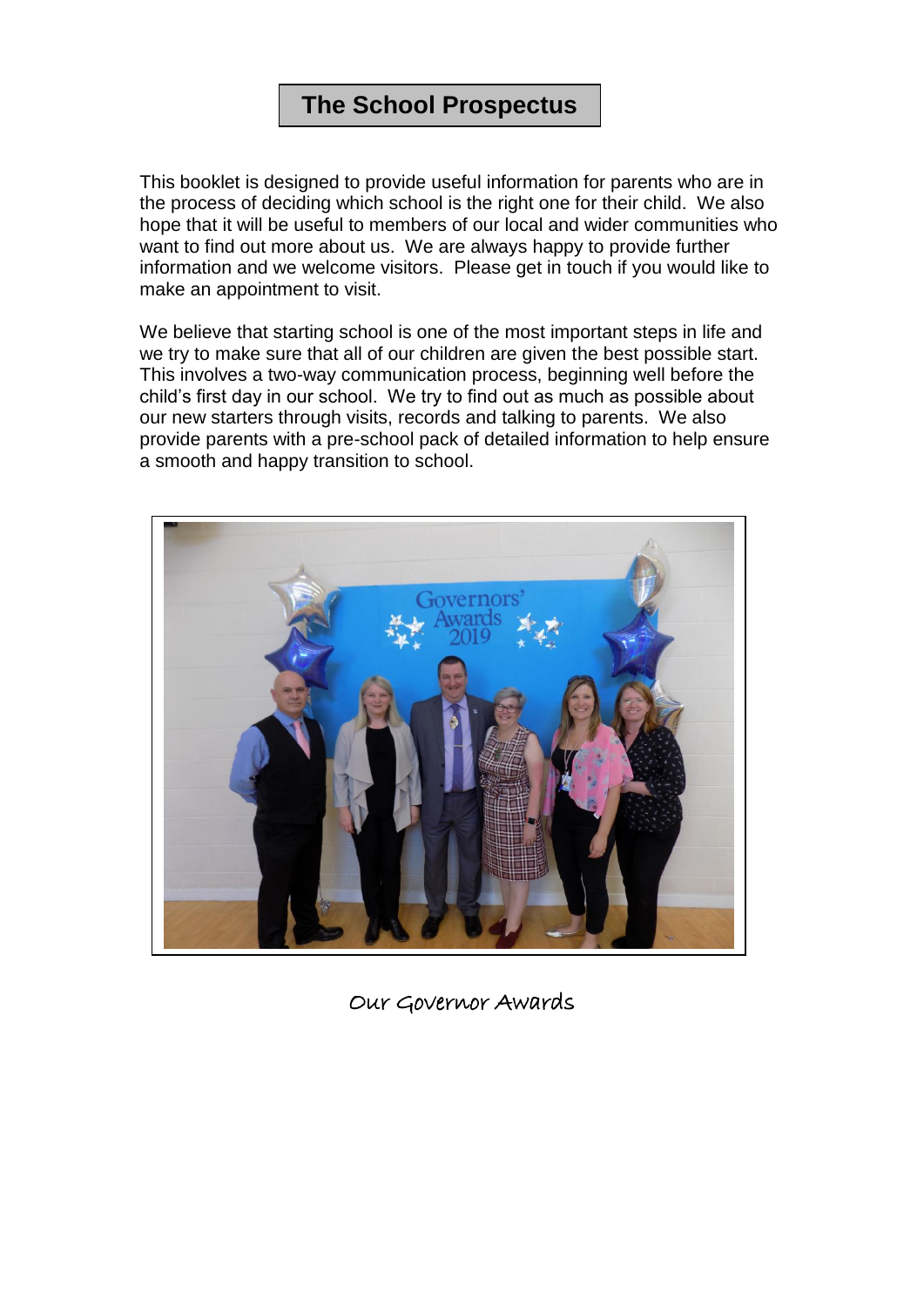# The School Prospectus

This booklet is designed to provide useful information for parents who are in the process of deciding which school is the right one for their child. We also hope that it will be useful to members of our local and wider communities who want to find out more about us. We are always happy to provide further information and we welcome visitors. Please get in touch if you would like to make an appointment to visit.

We believe that starting school is one of the most important steps in life and we try to make sure that all of our children are given the best possible start. This involves a two-way communication process, beginning well before the child's first day in our school. We try to find out as much as possible about our new starters through visits, records and talking to parents. We also provide parents with a pre-school pack of detailed information to help ensure a smooth and happy transition to school.

Our Governor Awards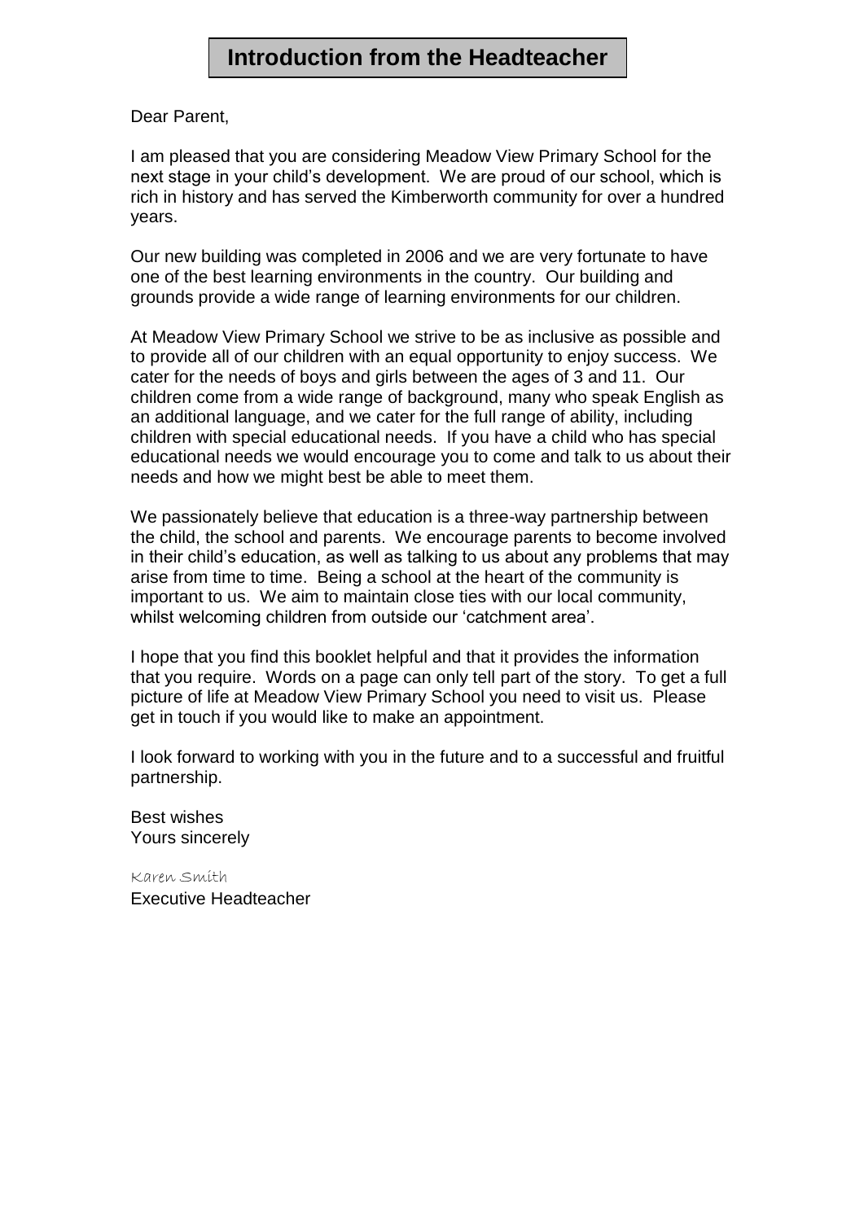# Introduction from the Headteacher

Dear Parent,

I am pleased that you are considering Meadow View Primary School for the next stage in your child's development. We are proud of our school, which is rich in history and has served the Kimberworth community for over a hundred years.

Our new building was completed in 2006 and we are very fortunate to have one of the best learning environments in the country. Our building and grounds provide a wide range of learning environments for our children.

At Meadow View Primary School we strive to be as inclusive as possible and to provide all of our children with an equal opportunity to enjoy success. We cater for the needs of boys and girls between the ages of 3 and 11. Our children come from a wide range of background, many who speak English as an additional language, and we cater for the full range of ability, including children with special educational needs. If you have a child who has special educational needs we would encourage you to come and talk to us about their needs and how we might best be able to meet them.

We passionately believe that education is a three-way partnership between the child, the school and parents. We encourage parents to become involved in their child's education, as well as talking to us about any problems that may arise from time to time. Being a school at the heart of the community is important to us. We aim to maintain close ties with our local community, whilst welcoming children from outside our 'catchment area'.

I hope that you find this booklet helpful and that it provides the information that you require. Words on a page can only tell part of the story. To get a full picture of life at Meadow View Primary School you need to visit us. Please get in touch if you would like to make an appointment.

I look forward to working with you in the future and to a successful and fruitful partnership.

Best wishes
Yours sincerely

Karen Smith
Executive Headteacher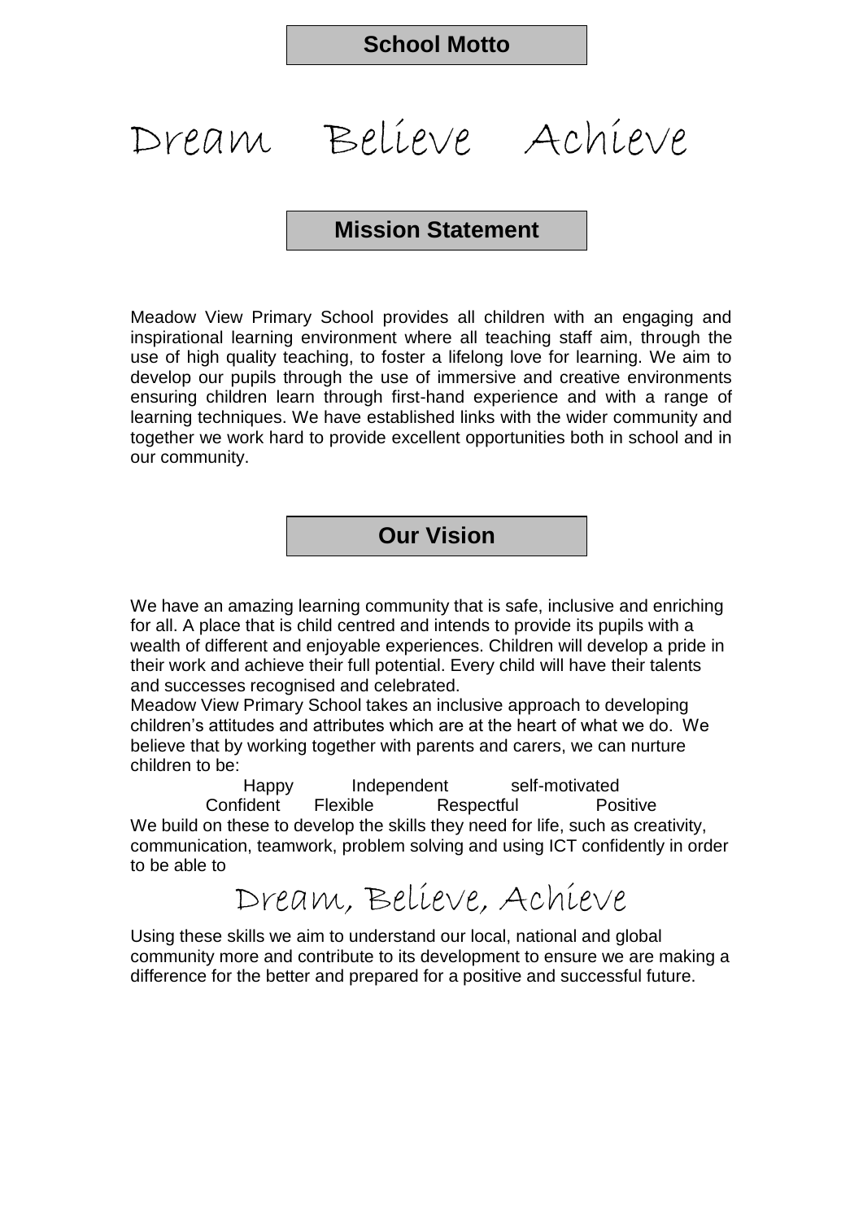## School Motto

# Dream Believe Achieve

## Mission Statement

Meadow View Primary School provides all children with an engaging and inspirational learning environment where all teaching staff aim, through the use of high quality teaching, to foster a lifelong love for learning. We aim to develop our pupils through the use of immersive and creative environments ensuring children learn through first-hand experience and with a range of learning techniques. We have established links with the wider community and together we work hard to provide excellent opportunities both in school and in our community.

## Our Vision

We have an amazing learning community that is safe, inclusive and enriching for all. A place that is child centred and intends to provide its pupils with a wealth of different and enjoyable experiences. Children will develop a pride in their work and achieve their full potential. Every child will have their talents and successes recognised and celebrated.

Meadow View Primary School takes an inclusive approach to developing children's attitudes and attributes which are at the heart of what we do. We believe that by working together with parents and carers, we can nurture children to be:

Happy Independent self-motivated
Confident Flexible Respectful Positive

We build on these to develop the skills they need for life, such as creativity, communication, teamwork, problem solving and using ICT confidently in order to be able to

Dream, Believe, Achieve

Using these skills we aim to understand our local, national and global community more and contribute to its development to ensure we are making a difference for the better and prepared for a positive and successful future.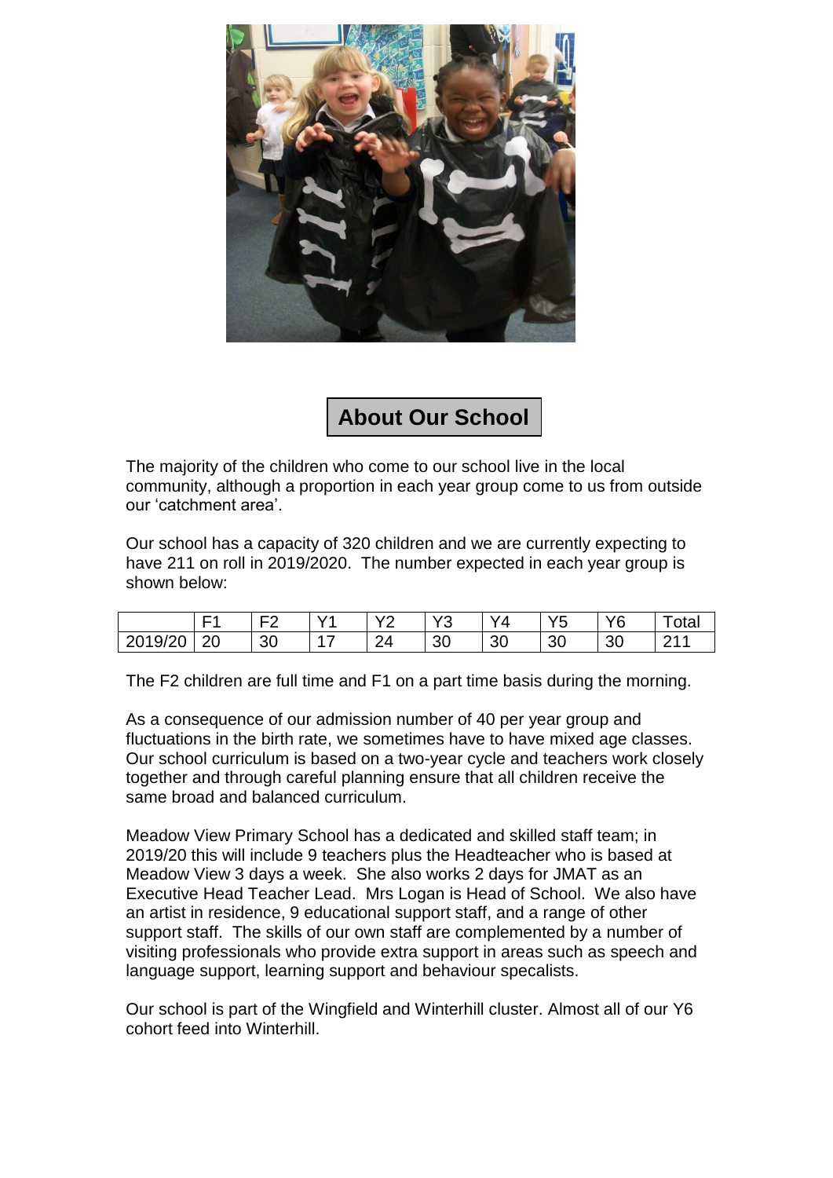## About Our School

The majority of the children who come to our school live in the local community, although a proportion in each year group come to us from outside our 'catchment area'.

Our school has a capacity of 320 children and we are currently expecting to have 211 on roll in 2019/2020. The number expected in each year group is shown below:

| | F1 | F2 | Y1 | Y2 | Y3 | Y4 | Y5 | Y6 | Total |
|---|---|---|---|---|---|---|---|---|---|
| 2019/20 | 20 | 30 | 17 | 24 | 30 | 30 | 30 | 30 | 211 |

The F2 children are full time and F1 on a part time basis during the morning.

As a consequence of our admission number of 40 per year group and fluctuations in the birth rate, we sometimes have to have mixed age classes. Our school curriculum is based on a two-year cycle and teachers work closely together and through careful planning ensure that all children receive the same broad and balanced curriculum.

Meadow View Primary School has a dedicated and skilled staff team; in 2019/20 this will include 9 teachers plus the Headteacher who is based at Meadow View 3 days a week. She also works 2 days for JMAT as an Executive Head Teacher Lead. Mrs Logan is Head of School. We also have an artist in residence, 9 educational support staff, and a range of other support staff. The skills of our own staff are complemented by a number of visiting professionals who provide extra support in areas such as speech and language support, learning support and behaviour specalists.

Our school is part of the Wingfield and Winterhill cluster. Almost all of our Y6 cohort feed into Winterhill.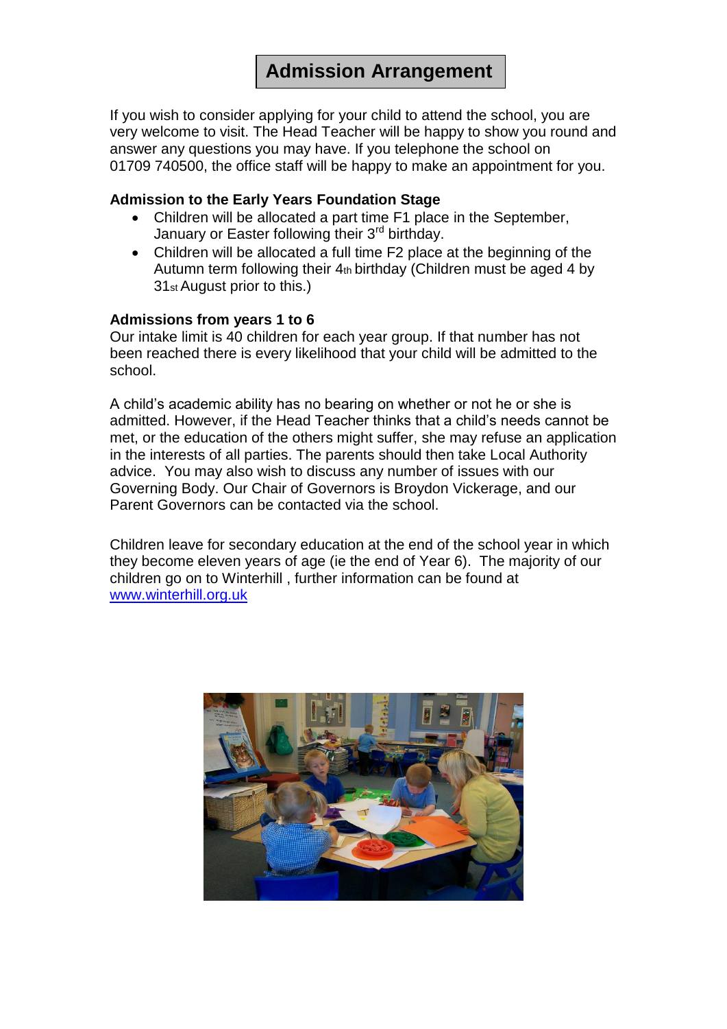# Admission Arrangement

If you wish to consider applying for your child to attend the school, you are very welcome to visit. The Head Teacher will be happy to show you round and answer any questions you may have. If you telephone the school on 01709 740500, the office staff will be happy to make an appointment for you.

**Admission to the Early Years Foundation Stage**

- Children will be allocated a part time F1 place in the September, January or Easter following their 3rd birthday.
- Children will be allocated a full time F2 place at the beginning of the Autumn term following their 4th birthday (Children must be aged 4 by 31st August prior to this.)

**Admissions from years 1 to 6**

Our intake limit is 40 children for each year group. If that number has not been reached there is every likelihood that your child will be admitted to the school.

A child's academic ability has no bearing on whether or not he or she is admitted. However, if the Head Teacher thinks that a child's needs cannot be met, or the education of the others might suffer, she may refuse an application in the interests of all parties. The parents should then take Local Authority advice. You may also wish to discuss any number of issues with our Governing Body. Our Chair of Governors is Broydon Vickerage, and our Parent Governors can be contacted via the school.

Children leave for secondary education at the end of the school year in which they become eleven years of age (ie the end of Year 6). The majority of our children go on to Winterhill , further information can be found at [www.winterhill.org.uk](http://www.winterhill.org.uk)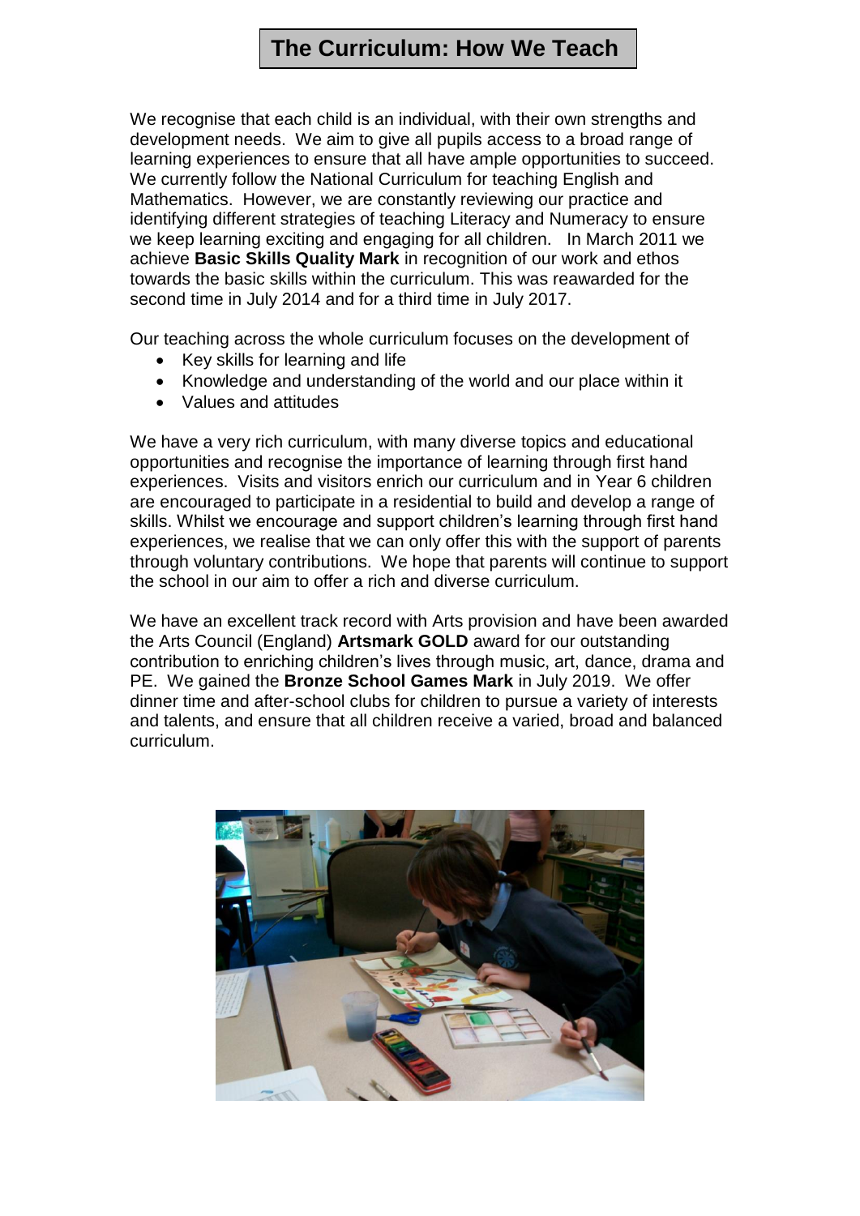# The Curriculum: How We Teach

We recognise that each child is an individual, with their own strengths and development needs. We aim to give all pupils access to a broad range of learning experiences to ensure that all have ample opportunities to succeed. We currently follow the National Curriculum for teaching English and Mathematics. However, we are constantly reviewing our practice and identifying different strategies of teaching Literacy and Numeracy to ensure we keep learning exciting and engaging for all children. In March 2011 we achieve **Basic Skills Quality Mark** in recognition of our work and ethos towards the basic skills within the curriculum. This was reawarded for the second time in July 2014 and for a third time in July 2017.

Our teaching across the whole curriculum focuses on the development of

- Key skills for learning and life
- Knowledge and understanding of the world and our place within it
- Values and attitudes

We have a very rich curriculum, with many diverse topics and educational opportunities and recognise the importance of learning through first hand experiences. Visits and visitors enrich our curriculum and in Year 6 children are encouraged to participate in a residential to build and develop a range of skills. Whilst we encourage and support children's learning through first hand experiences, we realise that we can only offer this with the support of parents through voluntary contributions. We hope that parents will continue to support the school in our aim to offer a rich and diverse curriculum.

We have an excellent track record with Arts provision and have been awarded the Arts Council (England) **Artsmark GOLD** award for our outstanding contribution to enriching children's lives through music, art, dance, drama and PE. We gained the **Bronze School Games Mark** in July 2019. We offer dinner time and after-school clubs for children to pursue a variety of interests and talents, and ensure that all children receive a varied, broad and balanced curriculum.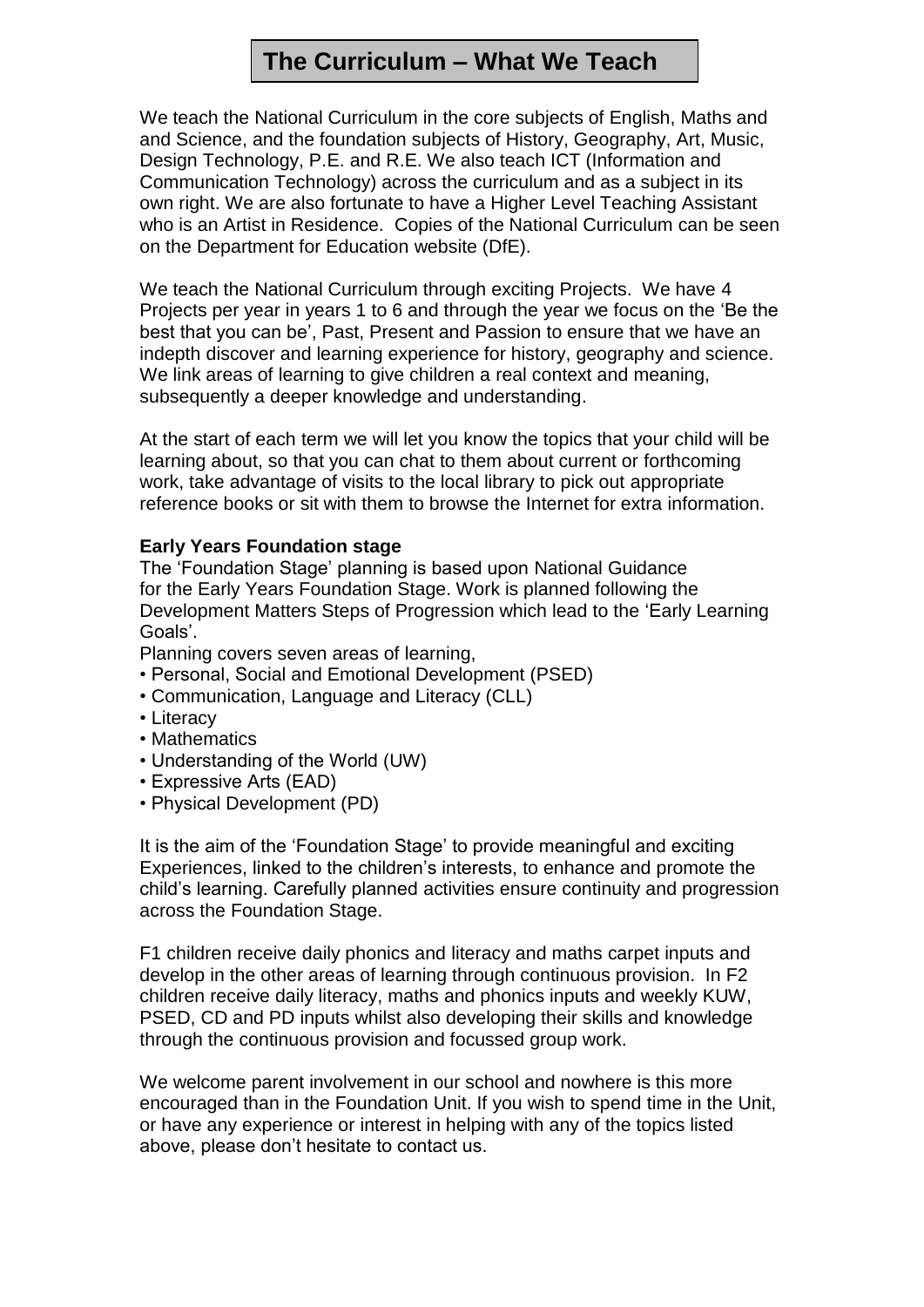# The Curriculum – What We Teach

We teach the National Curriculum in the core subjects of English, Maths and and Science, and the foundation subjects of History, Geography, Art, Music, Design Technology, P.E. and R.E. We also teach ICT (Information and Communication Technology) across the curriculum and as a subject in its own right. We are also fortunate to have a Higher Level Teaching Assistant who is an Artist in Residence. Copies of the National Curriculum can be seen on the Department for Education website (DfE).

We teach the National Curriculum through exciting Projects. We have 4 Projects per year in years 1 to 6 and through the year we focus on the 'Be the best that you can be', Past, Present and Passion to ensure that we have an indepth discover and learning experience for history, geography and science. We link areas of learning to give children a real context and meaning, subsequently a deeper knowledge and understanding.

At the start of each term we will let you know the topics that your child will be learning about, so that you can chat to them about current or forthcoming work, take advantage of visits to the local library to pick out appropriate reference books or sit with them to browse the Internet for extra information.

**Early Years Foundation stage**

The 'Foundation Stage' planning is based upon National Guidance for the Early Years Foundation Stage. Work is planned following the Development Matters Steps of Progression which lead to the 'Early Learning Goals'.

Planning covers seven areas of learning,

- Personal, Social and Emotional Development (PSED)
- Communication, Language and Literacy (CLL)
- Literacy
- Mathematics
- Understanding of the World (UW)
- Expressive Arts (EAD)
- Physical Development (PD)

It is the aim of the 'Foundation Stage' to provide meaningful and exciting Experiences, linked to the children's interests, to enhance and promote the child's learning. Carefully planned activities ensure continuity and progression across the Foundation Stage.

F1 children receive daily phonics and literacy and maths carpet inputs and develop in the other areas of learning through continuous provision. In F2 children receive daily literacy, maths and phonics inputs and weekly KUW, PSED, CD and PD inputs whilst also developing their skills and knowledge through the continuous provision and focussed group work.

We welcome parent involvement in our school and nowhere is this more encouraged than in the Foundation Unit. If you wish to spend time in the Unit, or have any experience or interest in helping with any of the topics listed above, please don't hesitate to contact us.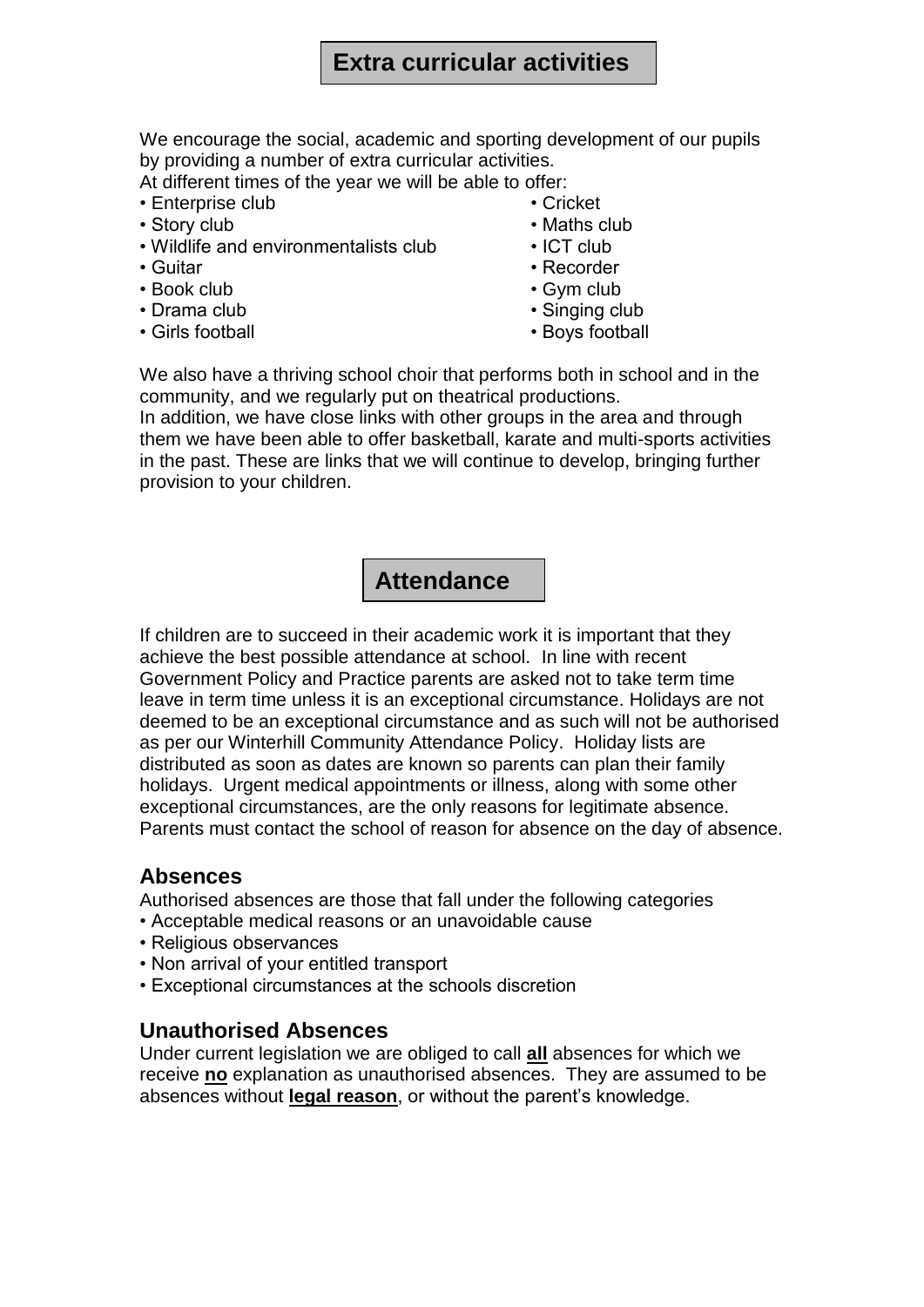## Extra curricular activities

We encourage the social, academic and sporting development of our pupils by providing a number of extra curricular activities.
At different times of the year we will be able to offer:

- Enterprise club
- Story club
- Wildlife and environmentalists club
- Guitar
- Book club
- Drama club
- Girls football
- Cricket
- Maths club
- ICT club
- Recorder
- Gym club
- Singing club
- Boys football

We also have a thriving school choir that performs both in school and in the community, and we regularly put on theatrical productions.
In addition, we have close links with other groups in the area and through them we have been able to offer basketball, karate and multi-sports activities in the past. These are links that we will continue to develop, bringing further provision to your children.

## Attendance

If children are to succeed in their academic work it is important that they achieve the best possible attendance at school. In line with recent Government Policy and Practice parents are asked not to take term time leave in term time unless it is an exceptional circumstance. Holidays are not deemed to be an exceptional circumstance and as such will not be authorised as per our Winterhill Community Attendance Policy. Holiday lists are distributed as soon as dates are known so parents can plan their family holidays. Urgent medical appointments or illness, along with some other exceptional circumstances, are the only reasons for legitimate absence. Parents must contact the school of reason for absence on the day of absence.

### Absences

Authorised absences are those that fall under the following categories

- Acceptable medical reasons or an unavoidable cause
- Religious observances
- Non arrival of your entitled transport
- Exceptional circumstances at the schools discretion

### Unauthorised Absences

Under current legislation we are obliged to call **all** absences for which we receive **no** explanation as unauthorised absences. They are assumed to be absences without **legal reason**, or without the parent's knowledge.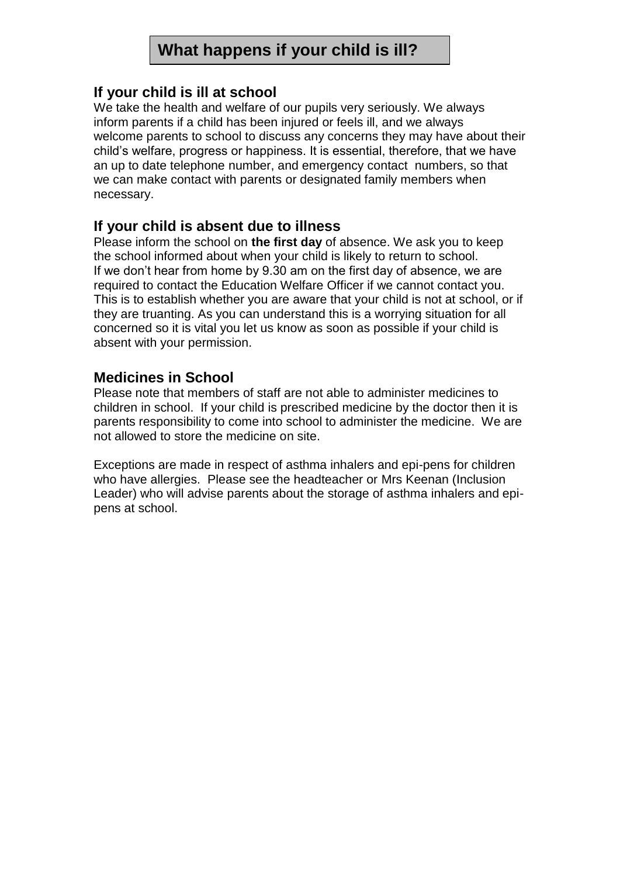# What happens if your child is ill?

## If your child is ill at school

We take the health and welfare of our pupils very seriously. We always inform parents if a child has been injured or feels ill, and we always welcome parents to school to discuss any concerns they may have about their child's welfare, progress or happiness. It is essential, therefore, that we have an up to date telephone number, and emergency contact numbers, so that we can make contact with parents or designated family members when necessary.

## If your child is absent due to illness

Please inform the school on **the first day** of absence. We ask you to keep the school informed about when your child is likely to return to school. If we don't hear from home by 9.30 am on the first day of absence, we are required to contact the Education Welfare Officer if we cannot contact you. This is to establish whether you are aware that your child is not at school, or if they are truanting. As you can understand this is a worrying situation for all concerned so it is vital you let us know as soon as possible if your child is absent with your permission.

## Medicines in School

Please note that members of staff are not able to administer medicines to children in school. If your child is prescribed medicine by the doctor then it is parents responsibility to come into school to administer the medicine. We are not allowed to store the medicine on site.

Exceptions are made in respect of asthma inhalers and epi-pens for children who have allergies. Please see the headteacher or Mrs Keenan (Inclusion Leader) who will advise parents about the storage of asthma inhalers and epi-pens at school.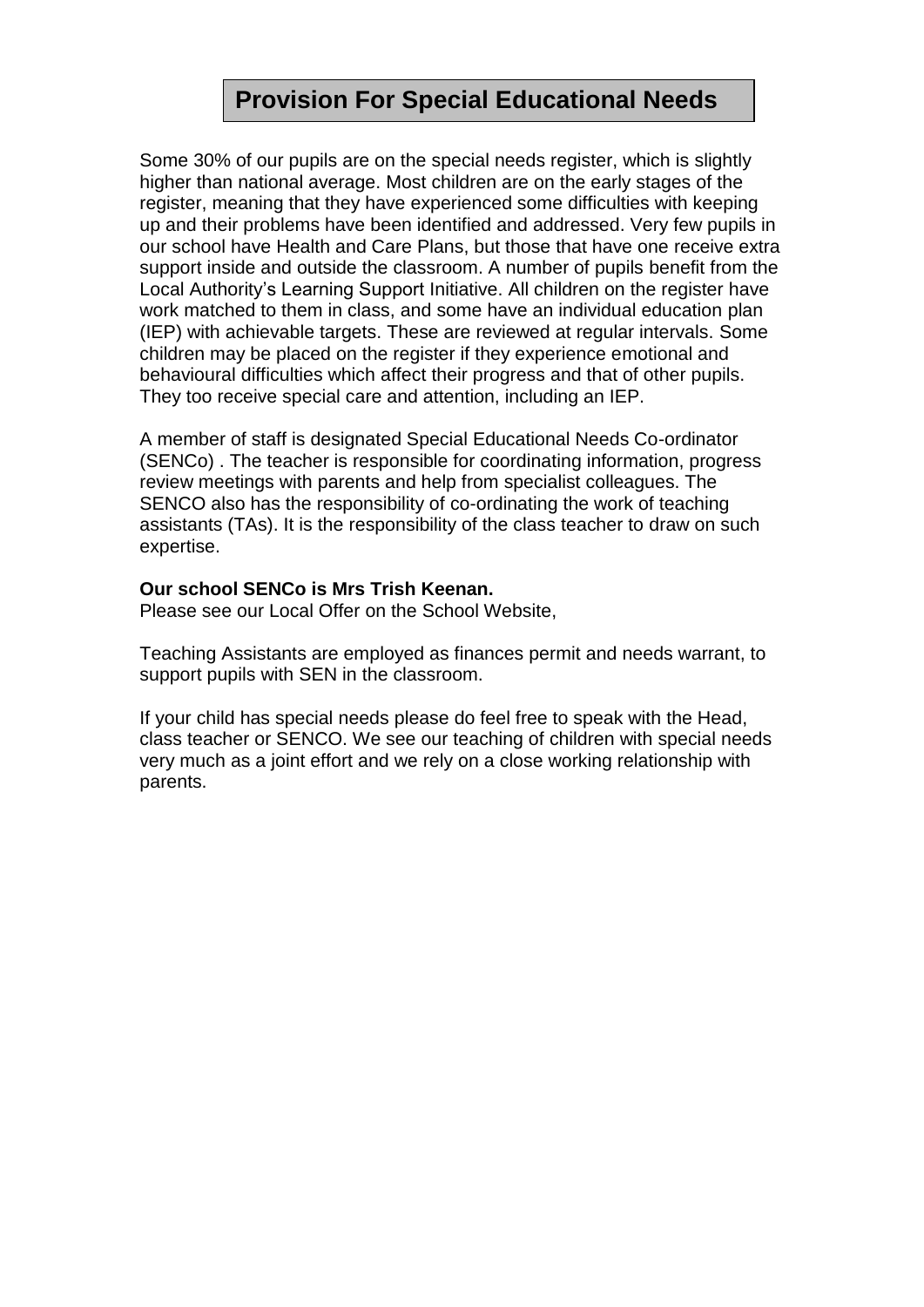# Provision For Special Educational Needs

Some 30% of our pupils are on the special needs register, which is slightly higher than national average. Most children are on the early stages of the register, meaning that they have experienced some difficulties with keeping up and their problems have been identified and addressed. Very few pupils in our school have Health and Care Plans, but those that have one receive extra support inside and outside the classroom. A number of pupils benefit from the Local Authority's Learning Support Initiative. All children on the register have work matched to them in class, and some have an individual education plan (IEP) with achievable targets. These are reviewed at regular intervals. Some children may be placed on the register if they experience emotional and behavioural difficulties which affect their progress and that of other pupils. They too receive special care and attention, including an IEP.

A member of staff is designated Special Educational Needs Co-ordinator (SENCo) . The teacher is responsible for coordinating information, progress review meetings with parents and help from specialist colleagues. The SENCO also has the responsibility of co-ordinating the work of teaching assistants (TAs). It is the responsibility of the class teacher to draw on such expertise.

**Our school SENCo is Mrs Trish Keenan.**
Please see our Local Offer on the School Website,

Teaching Assistants are employed as finances permit and needs warrant, to support pupils with SEN in the classroom.

If your child has special needs please do feel free to speak with the Head, class teacher or SENCO. We see our teaching of children with special needs very much as a joint effort and we rely on a close working relationship with parents.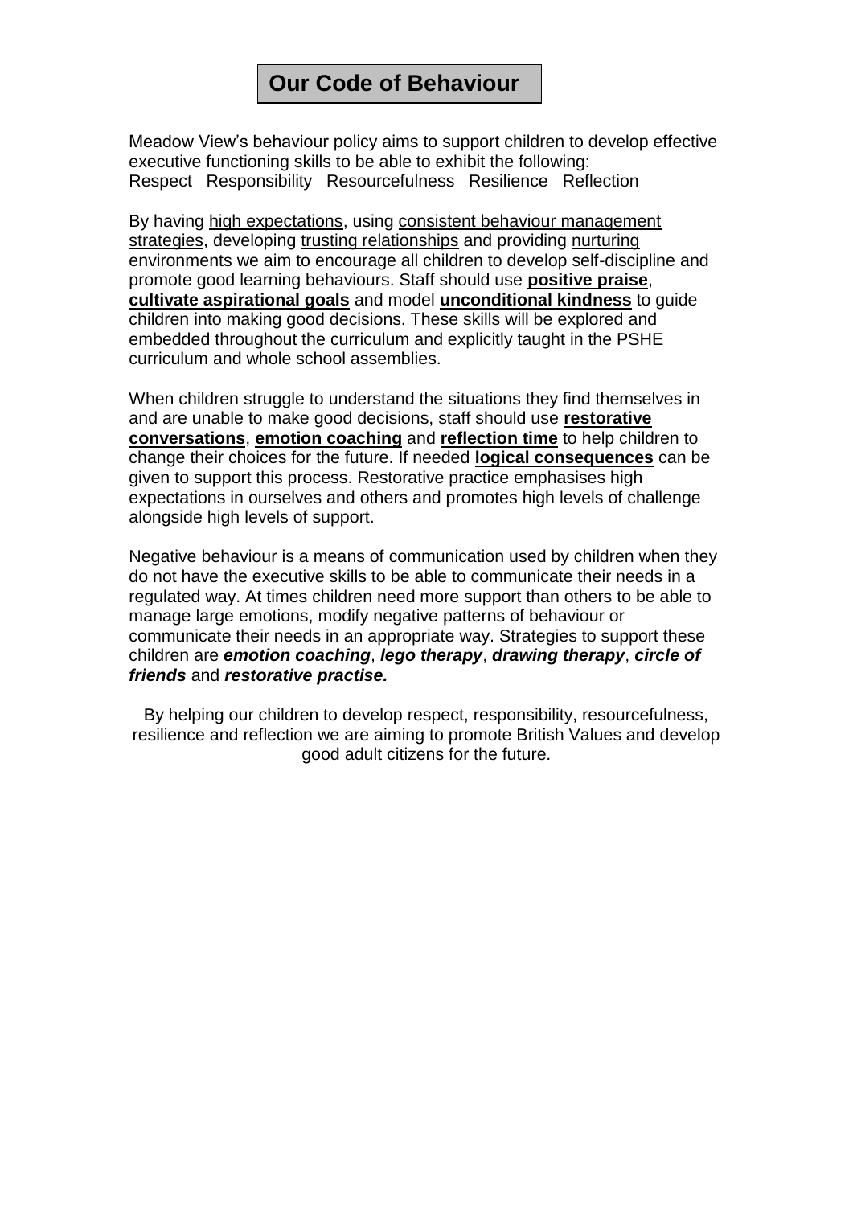# Our Code of Behaviour

Meadow View's behaviour policy aims to support children to develop effective executive functioning skills to be able to exhibit the following:
Respect Responsibility Resourcefulness Resilience Reflection

By having high expectations, using consistent behaviour management strategies, developing trusting relationships and providing nurturing environments we aim to encourage all children to develop self-discipline and promote good learning behaviours. Staff should use **positive praise**, **cultivate aspirational goals** and model **unconditional kindness** to guide children into making good decisions. These skills will be explored and embedded throughout the curriculum and explicitly taught in the PSHE curriculum and whole school assemblies.

When children struggle to understand the situations they find themselves in and are unable to make good decisions, staff should use **restorative conversations**, **emotion coaching** and **reflection time** to help children to change their choices for the future. If needed **logical consequences** can be given to support this process. Restorative practice emphasises high expectations in ourselves and others and promotes high levels of challenge alongside high levels of support.

Negative behaviour is a means of communication used by children when they do not have the executive skills to be able to communicate their needs in a regulated way. At times children need more support than others to be able to manage large emotions, modify negative patterns of behaviour or communicate their needs in an appropriate way. Strategies to support these children are ***emotion coaching***, ***lego therapy***, ***drawing therapy***, ***circle of friends*** and ***restorative practise.***

By helping our children to develop respect, responsibility, resourcefulness, resilience and reflection we are aiming to promote British Values and develop good adult citizens for the future.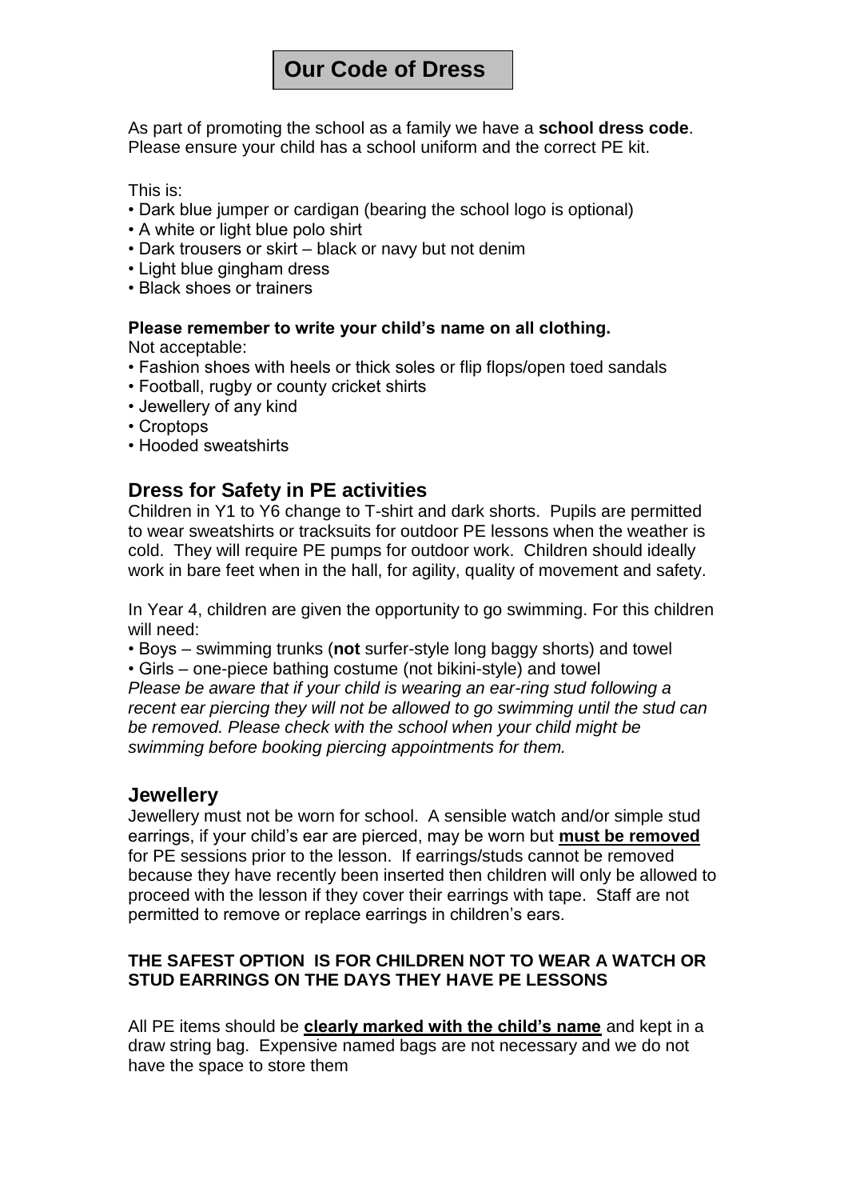# Our Code of Dress

As part of promoting the school as a family we have a **school dress code**. Please ensure your child has a school uniform and the correct PE kit.

This is:

- Dark blue jumper or cardigan (bearing the school logo is optional)
- A white or light blue polo shirt
- Dark trousers or skirt – black or navy but not denim
- Light blue gingham dress
- Black shoes or trainers

**Please remember to write your child's name on all clothing.**

Not acceptable:

- Fashion shoes with heels or thick soles or flip flops/open toed sandals
- Football, rugby or county cricket shirts
- Jewellery of any kind
- Croptops
- Hooded sweatshirts

## Dress for Safety in PE activities

Children in Y1 to Y6 change to T-shirt and dark shorts. Pupils are permitted to wear sweatshirts or tracksuits for outdoor PE lessons when the weather is cold. They will require PE pumps for outdoor work. Children should ideally work in bare feet when in the hall, for agility, quality of movement and safety.

In Year 4, children are given the opportunity to go swimming. For this children will need:

- Boys – swimming trunks (**not** surfer-style long baggy shorts) and towel
- Girls – one-piece bathing costume (not bikini-style) and towel

*Please be aware that if your child is wearing an ear-ring stud following a recent ear piercing they will not be allowed to go swimming until the stud can be removed. Please check with the school when your child might be swimming before booking piercing appointments for them.*

## Jewellery

Jewellery must not be worn for school. A sensible watch and/or simple stud earrings, if your child's ear are pierced, may be worn but <u>**must be removed**</u> for PE sessions prior to the lesson. If earrings/studs cannot be removed because they have recently been inserted then children will only be allowed to proceed with the lesson if they cover their earrings with tape. Staff are not permitted to remove or replace earrings in children's ears.

**THE SAFEST OPTION IS FOR CHILDREN NOT TO WEAR A WATCH OR STUD EARRINGS ON THE DAYS THEY HAVE PE LESSONS**

All PE items should be <u>**clearly marked with the child's name**</u> and kept in a draw string bag. Expensive named bags are not necessary and we do not have the space to store them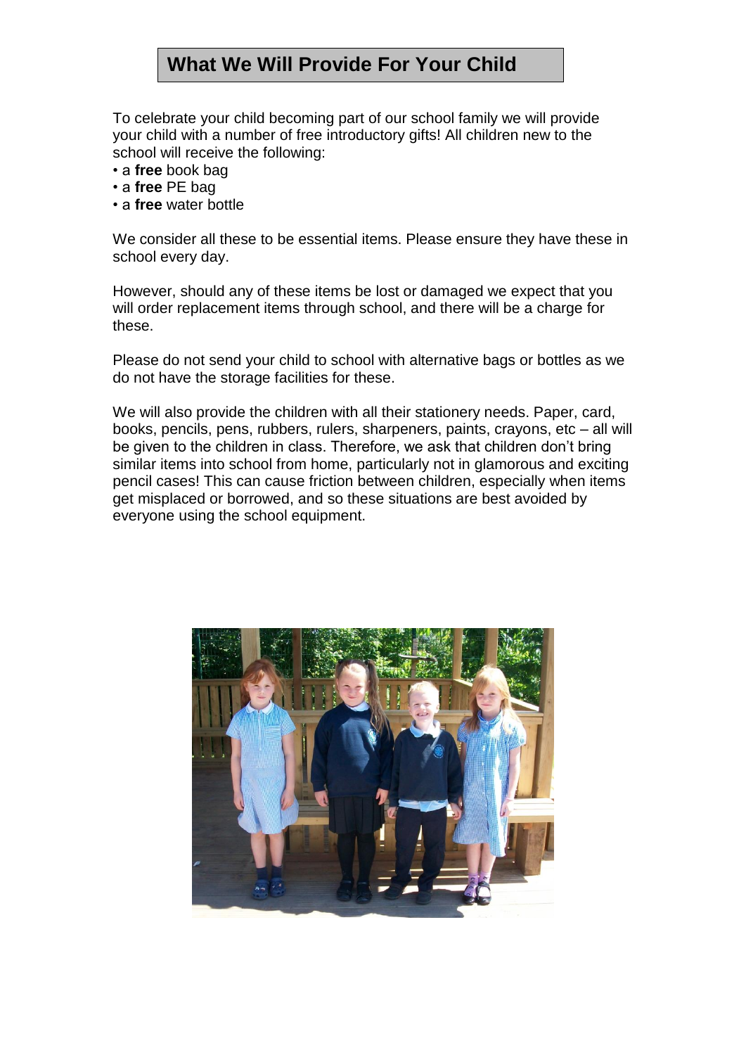## What We Will Provide For Your Child

To celebrate your child becoming part of our school family we will provide your child with a number of free introductory gifts! All children new to the school will receive the following:

- a **free** book bag
- a **free** PE bag
- a **free** water bottle

We consider all these to be essential items. Please ensure they have these in school every day.

However, should any of these items be lost or damaged we expect that you will order replacement items through school, and there will be a charge for these.

Please do not send your child to school with alternative bags or bottles as we do not have the storage facilities for these.

We will also provide the children with all their stationery needs. Paper, card, books, pencils, pens, rubbers, rulers, sharpeners, paints, crayons, etc – all will be given to the children in class. Therefore, we ask that children don't bring similar items into school from home, particularly not in glamorous and exciting pencil cases! This can cause friction between children, especially when items get misplaced or borrowed, and so these situations are best avoided by everyone using the school equipment.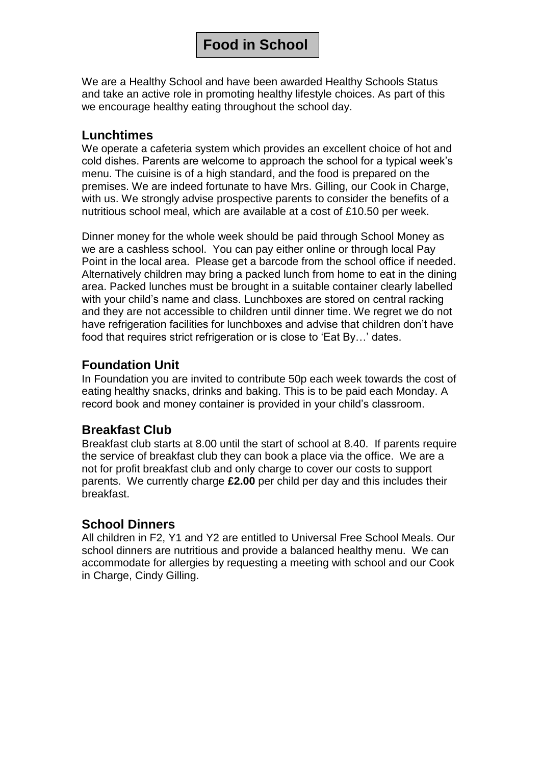# Food in School

We are a Healthy School and have been awarded Healthy Schools Status and take an active role in promoting healthy lifestyle choices. As part of this we encourage healthy eating throughout the school day.

## Lunchtimes

We operate a cafeteria system which provides an excellent choice of hot and cold dishes. Parents are welcome to approach the school for a typical week's menu. The cuisine is of a high standard, and the food is prepared on the premises. We are indeed fortunate to have Mrs. Gilling, our Cook in Charge, with us. We strongly advise prospective parents to consider the benefits of a nutritious school meal, which are available at a cost of £10.50 per week.

Dinner money for the whole week should be paid through School Money as we are a cashless school. You can pay either online or through local Pay Point in the local area. Please get a barcode from the school office if needed. Alternatively children may bring a packed lunch from home to eat in the dining area. Packed lunches must be brought in a suitable container clearly labelled with your child's name and class. Lunchboxes are stored on central racking and they are not accessible to children until dinner time. We regret we do not have refrigeration facilities for lunchboxes and advise that children don't have food that requires strict refrigeration or is close to 'Eat By…' dates.

## Foundation Unit

In Foundation you are invited to contribute 50p each week towards the cost of eating healthy snacks, drinks and baking. This is to be paid each Monday. A record book and money container is provided in your child's classroom.

## Breakfast Club

Breakfast club starts at 8.00 until the start of school at 8.40. If parents require the service of breakfast club they can book a place via the office. We are a not for profit breakfast club and only charge to cover our costs to support parents. We currently charge **£2.00** per child per day and this includes their breakfast.

## School Dinners

All children in F2, Y1 and Y2 are entitled to Universal Free School Meals. Our school dinners are nutritious and provide a balanced healthy menu. We can accommodate for allergies by requesting a meeting with school and our Cook in Charge, Cindy Gilling.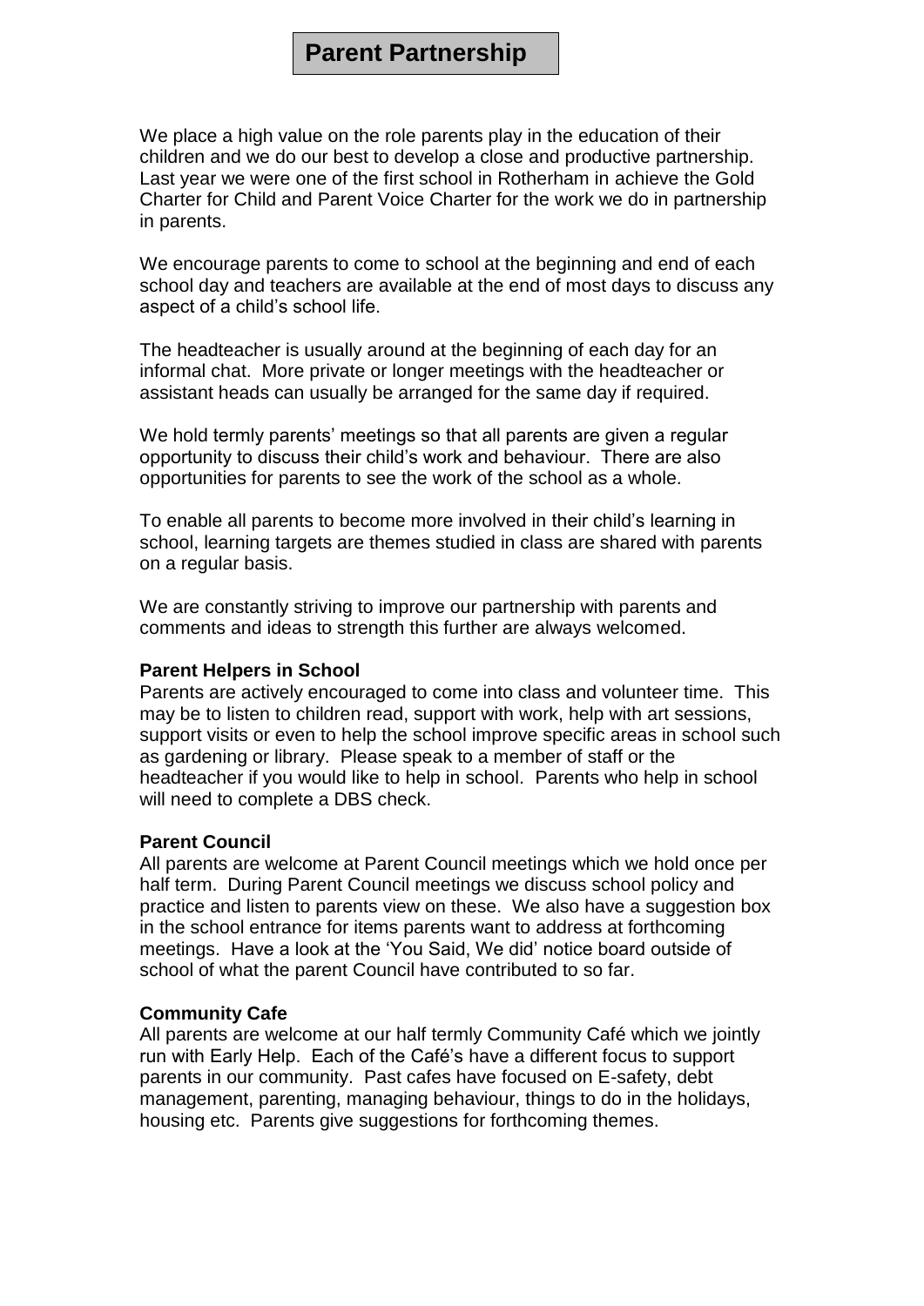# Parent Partnership

We place a high value on the role parents play in the education of their children and we do our best to develop a close and productive partnership. Last year we were one of the first school in Rotherham in achieve the Gold Charter for Child and Parent Voice Charter for the work we do in partnership in parents.

We encourage parents to come to school at the beginning and end of each school day and teachers are available at the end of most days to discuss any aspect of a child's school life.

The headteacher is usually around at the beginning of each day for an informal chat. More private or longer meetings with the headteacher or assistant heads can usually be arranged for the same day if required.

We hold termly parents' meetings so that all parents are given a regular opportunity to discuss their child's work and behaviour. There are also opportunities for parents to see the work of the school as a whole.

To enable all parents to become more involved in their child's learning in school, learning targets are themes studied in class are shared with parents on a regular basis.

We are constantly striving to improve our partnership with parents and comments and ideas to strength this further are always welcomed.

**Parent Helpers in School**

Parents are actively encouraged to come into class and volunteer time. This may be to listen to children read, support with work, help with art sessions, support visits or even to help the school improve specific areas in school such as gardening or library. Please speak to a member of staff or the headteacher if you would like to help in school. Parents who help in school will need to complete a DBS check.

**Parent Council**

All parents are welcome at Parent Council meetings which we hold once per half term. During Parent Council meetings we discuss school policy and practice and listen to parents view on these. We also have a suggestion box in the school entrance for items parents want to address at forthcoming meetings. Have a look at the 'You Said, We did' notice board outside of school of what the parent Council have contributed to so far.

**Community Cafe**

All parents are welcome at our half termly Community Café which we jointly run with Early Help. Each of the Café's have a different focus to support parents in our community. Past cafes have focused on E-safety, debt management, parenting, managing behaviour, things to do in the holidays, housing etc. Parents give suggestions for forthcoming themes.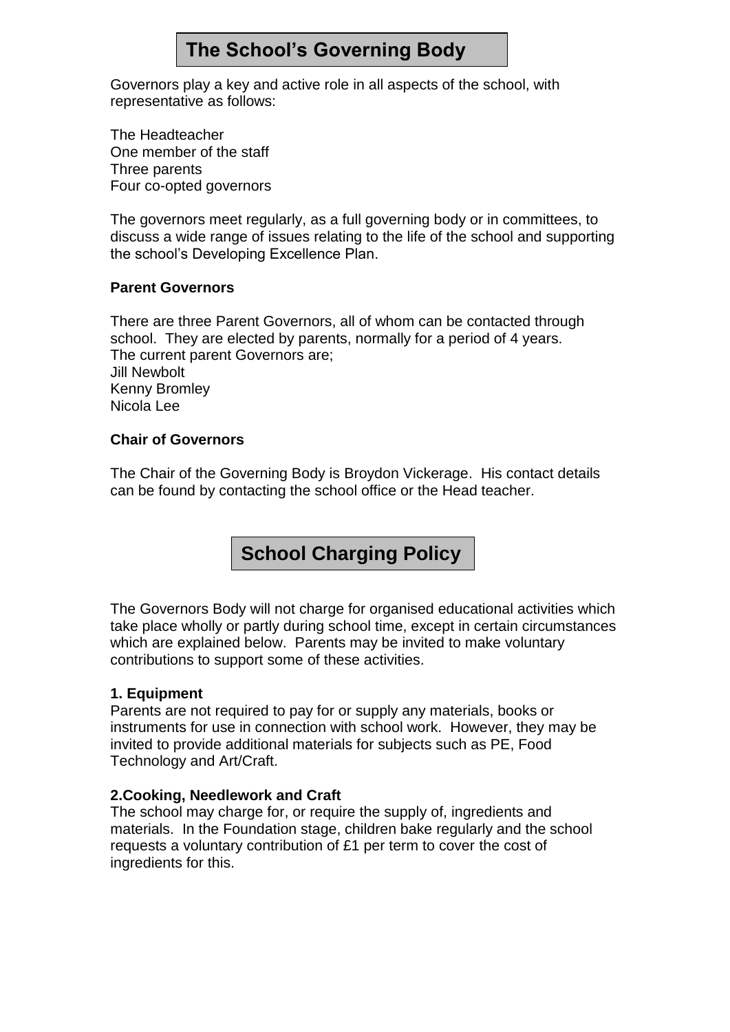## The School's Governing Body

Governors play a key and active role in all aspects of the school, with representative as follows:

The Headteacher
One member of the staff
Three parents
Four co-opted governors

The governors meet regularly, as a full governing body or in committees, to discuss a wide range of issues relating to the life of the school and supporting the school's Developing Excellence Plan.

**Parent Governors**

There are three Parent Governors, all of whom can be contacted through school. They are elected by parents, normally for a period of 4 years.
The current parent Governors are;
Jill Newbolt
Kenny Bromley
Nicola Lee

**Chair of Governors**

The Chair of the Governing Body is Broydon Vickerage. His contact details can be found by contacting the school office or the Head teacher.

## School Charging Policy

The Governors Body will not charge for organised educational activities which take place wholly or partly during school time, except in certain circumstances which are explained below. Parents may be invited to make voluntary contributions to support some of these activities.

**1. Equipment**
Parents are not required to pay for or supply any materials, books or instruments for use in connection with school work. However, they may be invited to provide additional materials for subjects such as PE, Food Technology and Art/Craft.

**2.Cooking, Needlework and Craft**
The school may charge for, or require the supply of, ingredients and materials. In the Foundation stage, children bake regularly and the school requests a voluntary contribution of £1 per term to cover the cost of ingredients for this.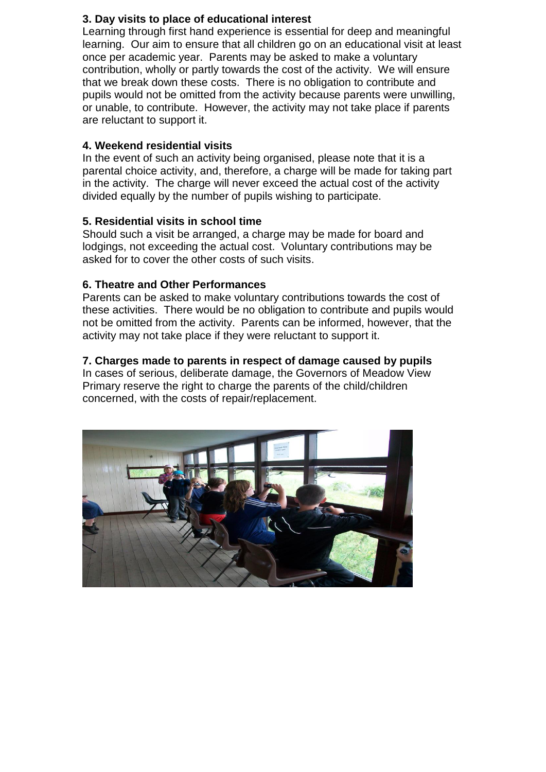**3. Day visits to place of educational interest**

Learning through first hand experience is essential for deep and meaningful learning. Our aim to ensure that all children go on an educational visit at least once per academic year. Parents may be asked to make a voluntary contribution, wholly or partly towards the cost of the activity. We will ensure that we break down these costs. There is no obligation to contribute and pupils would not be omitted from the activity because parents were unwilling, or unable, to contribute. However, the activity may not take place if parents are reluctant to support it.

**4. Weekend residential visits**

In the event of such an activity being organised, please note that it is a parental choice activity, and, therefore, a charge will be made for taking part in the activity. The charge will never exceed the actual cost of the activity divided equally by the number of pupils wishing to participate.

**5. Residential visits in school time**

Should such a visit be arranged, a charge may be made for board and lodgings, not exceeding the actual cost. Voluntary contributions may be asked for to cover the other costs of such visits.

**6. Theatre and Other Performances**

Parents can be asked to make voluntary contributions towards the cost of these activities. There would be no obligation to contribute and pupils would not be omitted from the activity. Parents can be informed, however, that the activity may not take place if they were reluctant to support it.

**7. Charges made to parents in respect of damage caused by pupils**

In cases of serious, deliberate damage, the Governors of Meadow View Primary reserve the right to charge the parents of the child/children concerned, with the costs of repair/replacement.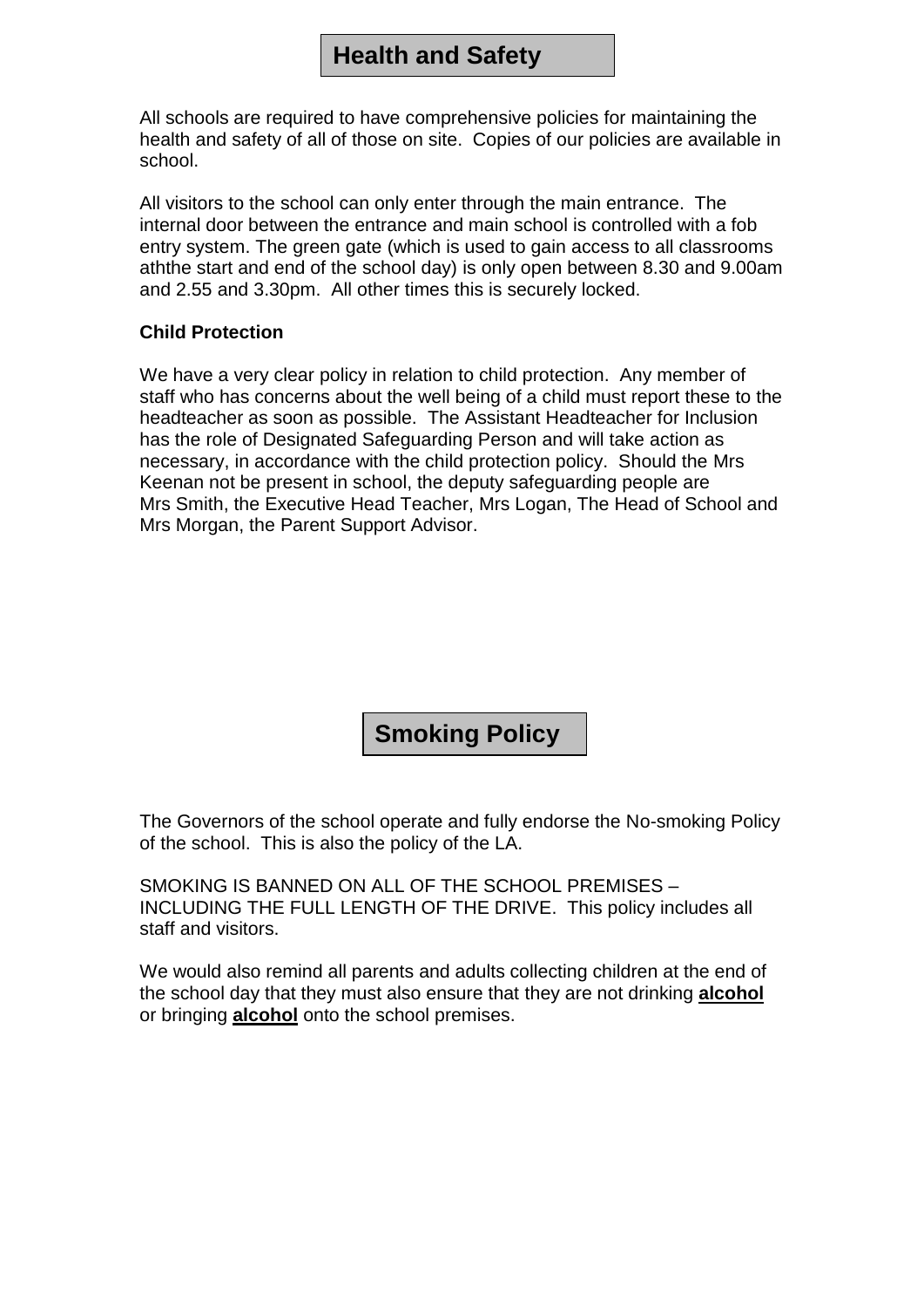## Health and Safety

All schools are required to have comprehensive policies for maintaining the health and safety of all of those on site. Copies of our policies are available in school.

All visitors to the school can only enter through the main entrance. The internal door between the entrance and main school is controlled with a fob entry system. The green gate (which is used to gain access to all classrooms aththe start and end of the school day) is only open between 8.30 and 9.00am and 2.55 and 3.30pm. All other times this is securely locked.

### Child Protection

We have a very clear policy in relation to child protection. Any member of staff who has concerns about the well being of a child must report these to the headteacher as soon as possible. The Assistant Headteacher for Inclusion has the role of Designated Safeguarding Person and will take action as necessary, in accordance with the child protection policy. Should the Mrs Keenan not be present in school, the deputy safeguarding people are Mrs Smith, the Executive Head Teacher, Mrs Logan, The Head of School and Mrs Morgan, the Parent Support Advisor.

## Smoking Policy

The Governors of the school operate and fully endorse the No-smoking Policy of the school. This is also the policy of the LA.

SMOKING IS BANNED ON ALL OF THE SCHOOL PREMISES – INCLUDING THE FULL LENGTH OF THE DRIVE. This policy includes all staff and visitors.

We would also remind all parents and adults collecting children at the end of the school day that they must also ensure that they are not drinking **alcohol** or bringing **alcohol** onto the school premises.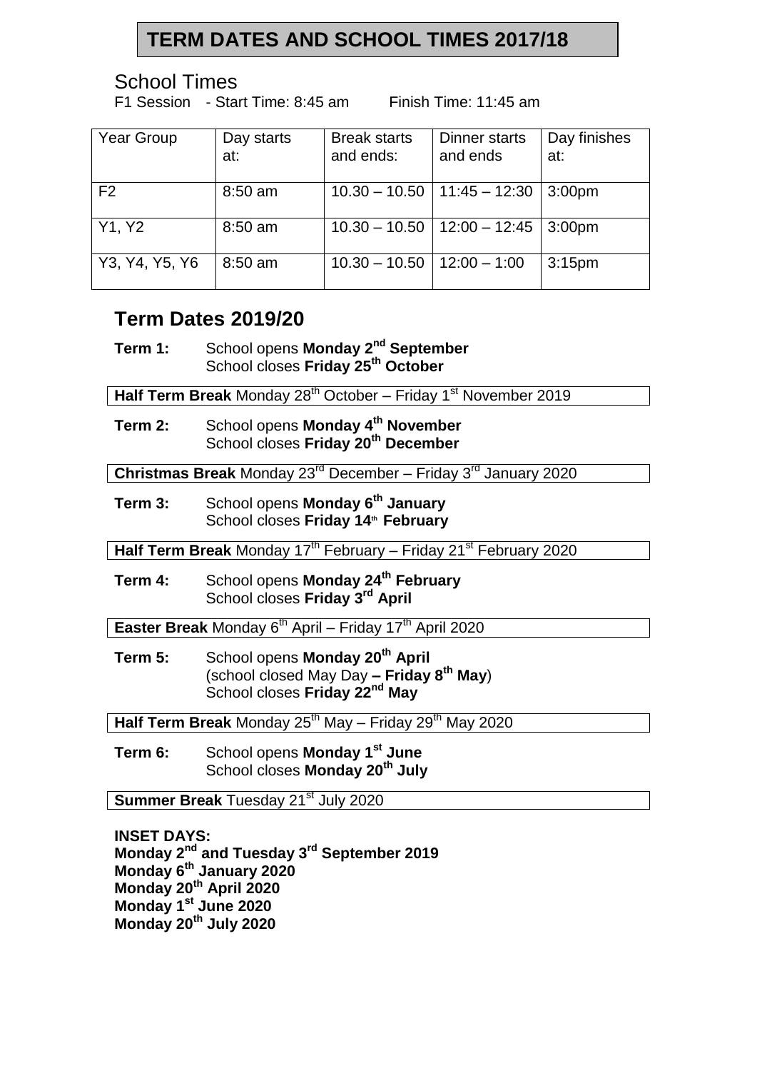# TERM DATES AND SCHOOL TIMES 2017/18

## School Times

F1 Session - Start Time: 8:45 am Finish Time: 11:45 am

| Year Group | Day starts at: | Break starts and ends: | Dinner starts and ends | Day finishes at: |
|---|---|---|---|---|
| F2 | 8:50 am | 10.30 – 10.50 | 11:45 – 12:30 | 3:00pm |
| Y1, Y2 | 8:50 am | 10.30 – 10.50 | 12:00 – 12:45 | 3:00pm |
| Y3, Y4, Y5, Y6 | 8:50 am | 10.30 – 10.50 | 12:00 – 1:00 | 3:15pm |

## Term Dates 2019/20

**Term 1:** School opens **Monday 2nd September**
School closes **Friday 25th October**

**Half Term Break** Monday 28th October – Friday 1st November 2019

**Term 2:** School opens **Monday 4th November**
School closes **Friday 20th December**

**Christmas Break** Monday 23rd December – Friday 3rd January 2020

**Term 3:** School opens **Monday 6th January**
School closes **Friday 14th February**

**Half Term Break** Monday 17th February – Friday 21st February 2020

**Term 4:** School opens **Monday 24th February**
School closes **Friday 3rd April**

**Easter Break** Monday 6th April – Friday 17th April 2020

**Term 5:** School opens **Monday 20th April**
(school closed May Day **– Friday 8th May**)
School closes **Friday 22nd May**

**Half Term Break** Monday 25th May – Friday 29th May 2020

**Term 6:** School opens **Monday 1st June**
School closes **Monday 20th July**

**Summer Break** Tuesday 21st July 2020

**INSET DAYS:**
**Monday 2nd and Tuesday 3rd September 2019**
**Monday 6th January 2020**
**Monday 20th April 2020**
**Monday 1st June 2020**
**Monday 20th July 2020**